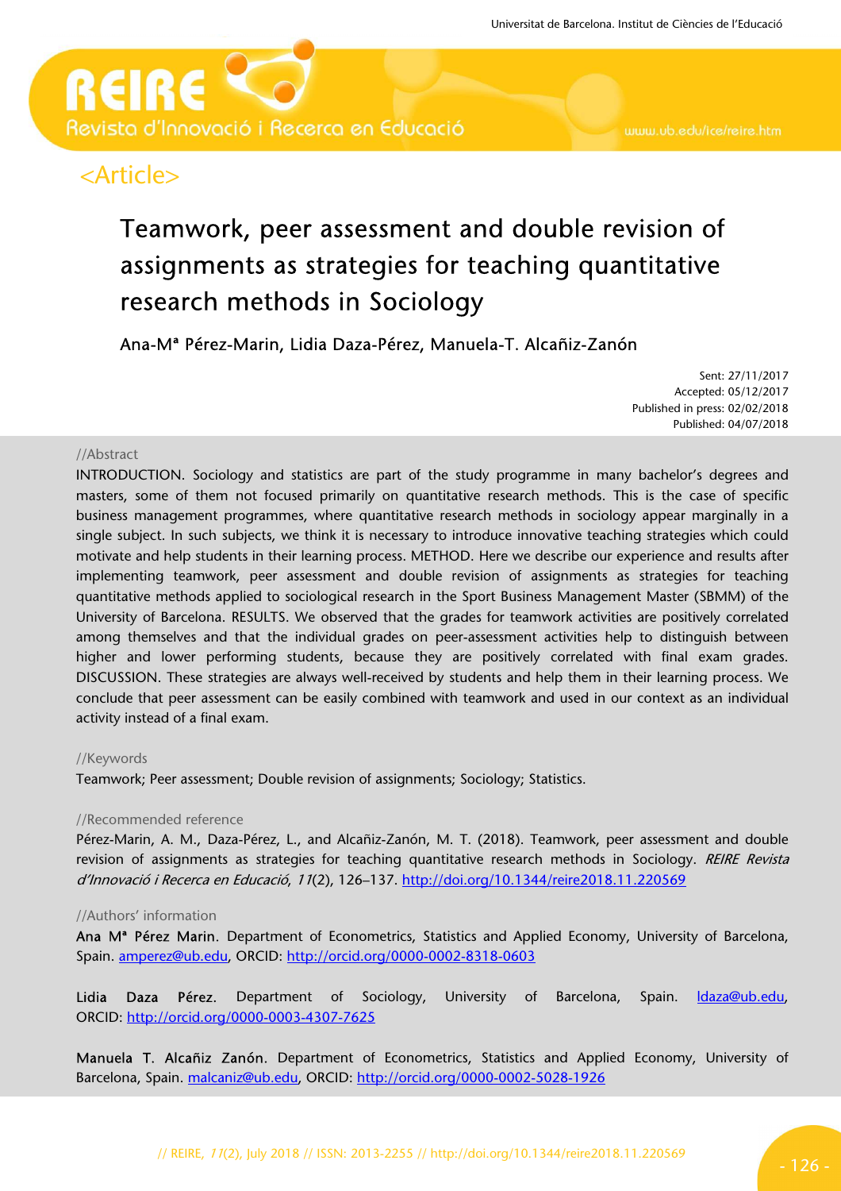<Article>

# Teamwork, peer assessment and double revision of assignments as strategies for teaching quantitative research methods in Sociology

Ana-Mª Pérez-Marin, Lidia Daza-Pérez, Manuela-T. Alcañiz-Zanón

Sent: 27/11/2017
Accepted: 05/12/2017
Published in press: 02/02/2018
Published: 04/07/2018

//Abstract

INTRODUCTION. Sociology and statistics are part of the study programme in many bachelor's degrees and masters, some of them not focused primarily on quantitative research methods. This is the case of specific business management programmes, where quantitative research methods in sociology appear marginally in a single subject. In such subjects, we think it is necessary to introduce innovative teaching strategies which could motivate and help students in their learning process. METHOD. Here we describe our experience and results after implementing teamwork, peer assessment and double revision of assignments as strategies for teaching quantitative methods applied to sociological research in the Sport Business Management Master (SBMM) of the University of Barcelona. RESULTS. We observed that the grades for teamwork activities are positively correlated among themselves and that the individual grades on peer-assessment activities help to distinguish between higher and lower performing students, because they are positively correlated with final exam grades. DISCUSSION. These strategies are always well-received by students and help them in their learning process. We conclude that peer assessment can be easily combined with teamwork and used in our context as an individual activity instead of a final exam.

//Keywords

Teamwork; Peer assessment; Double revision of assignments; Sociology; Statistics.

//Recommended reference

Pérez-Marin, A. M., Daza-Pérez, L., and Alcañiz-Zanón, M. T. (2018). Teamwork, peer assessment and double revision of assignments as strategies for teaching quantitative research methods in Sociology. *REIRE Revista d'Innovació i Recerca en Educació, 11*(2), 126–137. http://doi.org/10.1344/reire2018.11.220569

//Authors' information

**Ana Mª Pérez Marin**. Department of Econometrics, Statistics and Applied Economy, University of Barcelona, Spain. amperez@ub.edu, ORCID: http://orcid.org/0000-0002-8318-0603

**Lidia Daza Pérez**. Department of Sociology, University of Barcelona, Spain. ldaza@ub.edu, ORCID: http://orcid.org/0000-0003-4307-7625

**Manuela T. Alcañiz Zanón**. Department of Econometrics, Statistics and Applied Economy, University of Barcelona, Spain. malcaniz@ub.edu, ORCID: http://orcid.org/0000-0002-5028-1926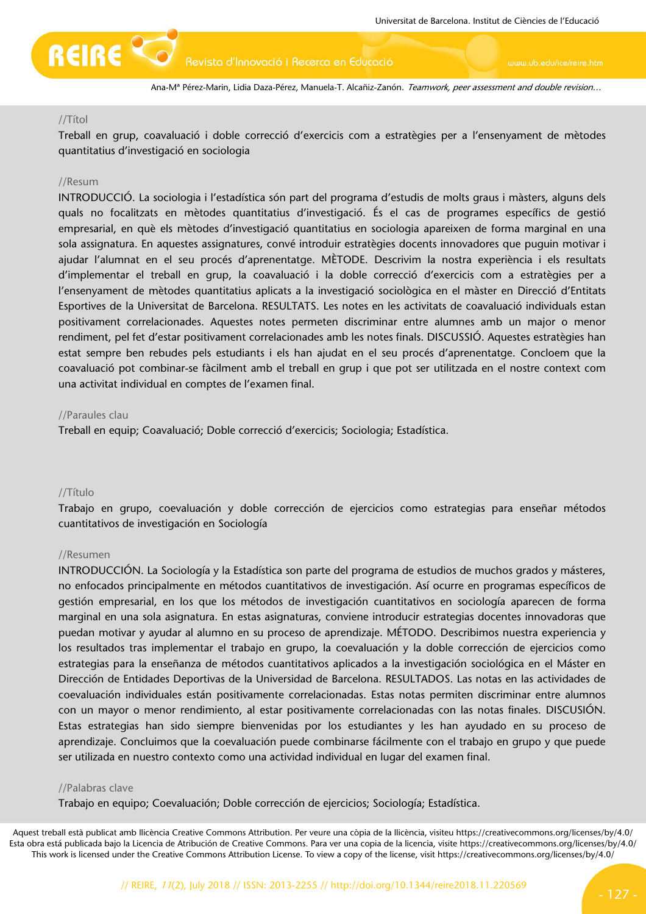//Títol

Treball en grup, coavaluació i doble correcció d'exercicis com a estratègies per a l'ensenyament de mètodes quantitatius d'investigació en sociologia

//Resum

INTRODUCCIÓ. La sociologia i l'estadística són part del programa d'estudis de molts graus i màsters, alguns dels quals no focalitzats en mètodes quantitatius d'investigació. És el cas de programes específics de gestió empresarial, en què els mètodes d'investigació quantitatius en sociologia apareixen de forma marginal en una sola assignatura. En aquestes assignatures, convé introduir estratègies docents innovadores que puguin motivar i ajudar l'alumnat en el seu procés d'aprenentatge. MÈTODE. Descrivim la nostra experiència i els resultats d'implementar el treball en grup, la coavaluació i la doble correcció d'exercicis com a estratègies per a l'ensenyament de mètodes quantitatius aplicats a la investigació sociològica en el màster en Direcció d'Entitats Esportives de la Universitat de Barcelona. RESULTATS. Les notes en les activitats de coavaluació individuals estan positivament correlacionades. Aquestes notes permeten discriminar entre alumnes amb un major o menor rendiment, pel fet d'estar positivament correlacionades amb les notes finals. DISCUSSIÓ. Aquestes estratègies han estat sempre ben rebudes pels estudiants i els han ajudat en el seu procés d'aprenentatge. Concloem que la coavaluació pot combinar-se fàcilment amb el treball en grup i que pot ser utilitzada en el nostre context com una activitat individual en comptes de l'examen final.

//Paraules clau

Treball en equip; Coavaluació; Doble correcció d'exercicis; Sociologia; Estadística.

//Título

Trabajo en grupo, coevaluación y doble corrección de ejercicios como estrategias para enseñar métodos cuantitativos de investigación en Sociología

//Resumen

INTRODUCCIÓN. La Sociología y la Estadística son parte del programa de estudios de muchos grados y másteres, no enfocados principalmente en métodos cuantitativos de investigación. Así ocurre en programas específicos de gestión empresarial, en los que los métodos de investigación cuantitativos en sociología aparecen de forma marginal en una sola asignatura. En estas asignaturas, conviene introducir estrategias docentes innovadoras que puedan motivar y ayudar al alumno en su proceso de aprendizaje. MÉTODO. Describimos nuestra experiencia y los resultados tras implementar el trabajo en grupo, la coevaluación y la doble corrección de ejercicios como estrategias para la enseñanza de métodos cuantitativos aplicados a la investigación sociológica en el Máster en Dirección de Entidades Deportivas de la Universidad de Barcelona. RESULTADOS. Las notas en las actividades de coevaluación individuales están positivamente correlacionadas. Estas notas permiten discriminar entre alumnos con un mayor o menor rendimiento, al estar positivamente correlacionadas con las notas finales. DISCUSIÓN. Estas estrategias han sido siempre bienvenidas por los estudiantes y les han ayudado en su proceso de aprendizaje. Concluimos que la coevaluación puede combinarse fácilmente con el trabajo en grupo y que puede ser utilizada en nuestro contexto como una actividad individual en lugar del examen final.

//Palabras clave

Trabajo en equipo; Coevaluación; Doble corrección de ejercicios; Sociología; Estadística.

Aquest treball està publicat amb llicència Creative Commons Attribution. Per veure una còpia de la llicència, visiteu https://creativecommons.org/licenses/by/4.0/
Esta obra está publicada bajo la Licencia de Atribución de Creative Commons. Para ver una copia de la licencia, visite https://creativecommons.org/licenses/by/4.0/
This work is licensed under the Creative Commons Attribution License. To view a copy of the license, visit https://creativecommons.org/licenses/by/4.0/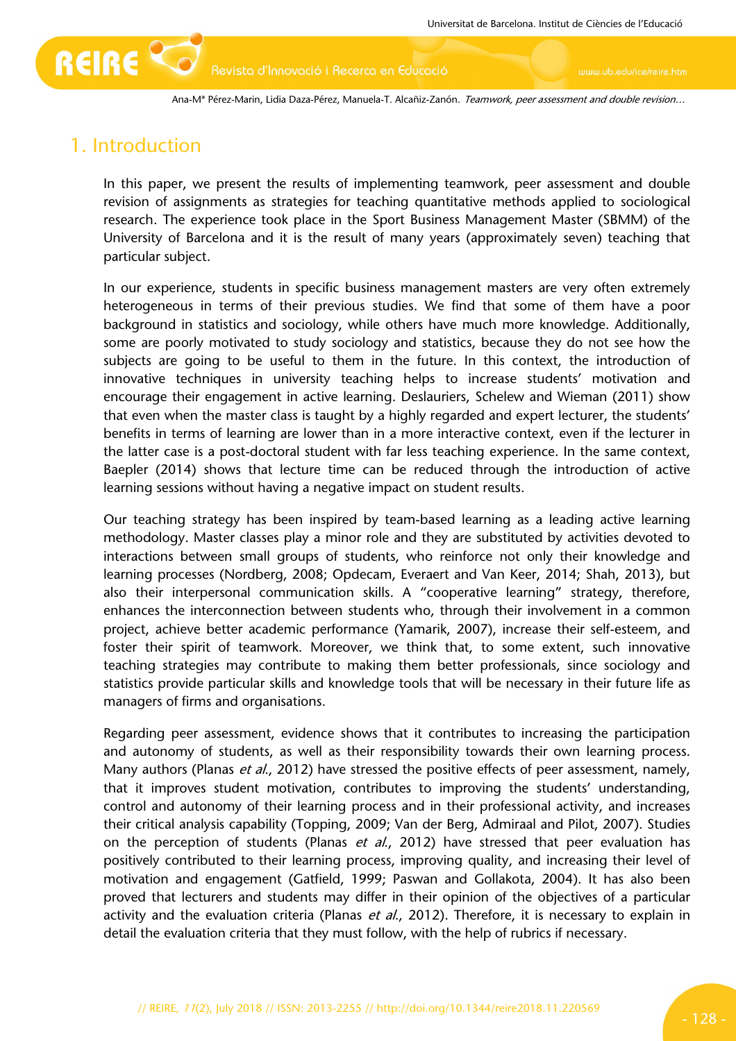# 1. Introduction

In this paper, we present the results of implementing teamwork, peer assessment and double revision of assignments as strategies for teaching quantitative methods applied to sociological research. The experience took place in the Sport Business Management Master (SBMM) of the University of Barcelona and it is the result of many years (approximately seven) teaching that particular subject.

In our experience, students in specific business management masters are very often extremely heterogeneous in terms of their previous studies. We find that some of them have a poor background in statistics and sociology, while others have much more knowledge. Additionally, some are poorly motivated to study sociology and statistics, because they do not see how the subjects are going to be useful to them in the future. In this context, the introduction of innovative techniques in university teaching helps to increase students' motivation and encourage their engagement in active learning. Deslauriers, Schelew and Wieman (2011) show that even when the master class is taught by a highly regarded and expert lecturer, the students' benefits in terms of learning are lower than in a more interactive context, even if the lecturer in the latter case is a post-doctoral student with far less teaching experience. In the same context, Baepler (2014) shows that lecture time can be reduced through the introduction of active learning sessions without having a negative impact on student results.

Our teaching strategy has been inspired by team-based learning as a leading active learning methodology. Master classes play a minor role and they are substituted by activities devoted to interactions between small groups of students, who reinforce not only their knowledge and learning processes (Nordberg, 2008; Opdecam, Everaert and Van Keer, 2014; Shah, 2013), but also their interpersonal communication skills. A "cooperative learning" strategy, therefore, enhances the interconnection between students who, through their involvement in a common project, achieve better academic performance (Yamarik, 2007), increase their self-esteem, and foster their spirit of teamwork. Moreover, we think that, to some extent, such innovative teaching strategies may contribute to making them better professionals, since sociology and statistics provide particular skills and knowledge tools that will be necessary in their future life as managers of firms and organisations.

Regarding peer assessment, evidence shows that it contributes to increasing the participation and autonomy of students, as well as their responsibility towards their own learning process. Many authors (Planas *et al.*, 2012) have stressed the positive effects of peer assessment, namely, that it improves student motivation, contributes to improving the students' understanding, control and autonomy of their learning process and in their professional activity, and increases their critical analysis capability (Topping, 2009; Van der Berg, Admiraal and Pilot, 2007). Studies on the perception of students (Planas *et al.*, 2012) have stressed that peer evaluation has positively contributed to their learning process, improving quality, and increasing their level of motivation and engagement (Gatfield, 1999; Paswan and Gollakota, 2004). It has also been proved that lecturers and students may differ in their opinion of the objectives of a particular activity and the evaluation criteria (Planas *et al.*, 2012). Therefore, it is necessary to explain in detail the evaluation criteria that they must follow, with the help of rubrics if necessary.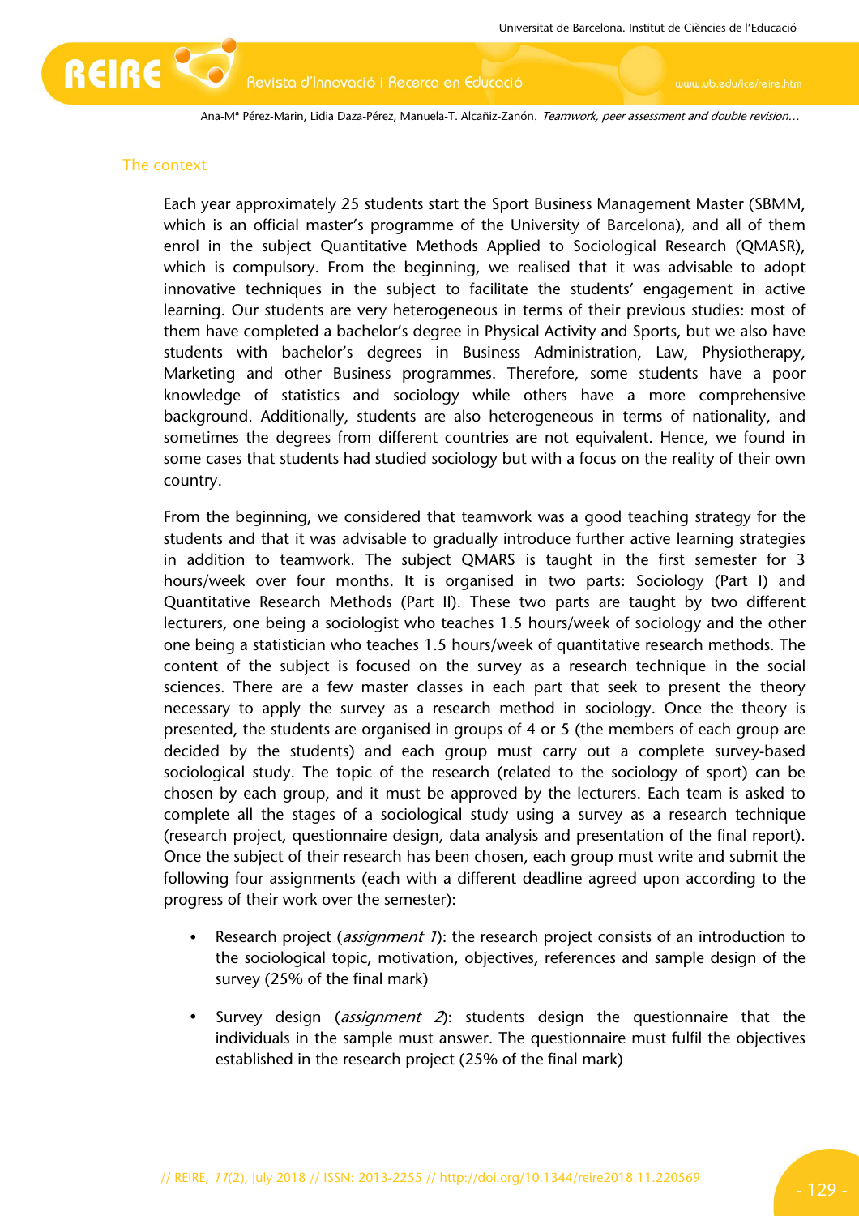## The context

Each year approximately 25 students start the Sport Business Management Master (SBMM, which is an official master's programme of the University of Barcelona), and all of them enrol in the subject Quantitative Methods Applied to Sociological Research (QMASR), which is compulsory. From the beginning, we realised that it was advisable to adopt innovative techniques in the subject to facilitate the students' engagement in active learning. Our students are very heterogeneous in terms of their previous studies: most of them have completed a bachelor's degree in Physical Activity and Sports, but we also have students with bachelor's degrees in Business Administration, Law, Physiotherapy, Marketing and other Business programmes. Therefore, some students have a poor knowledge of statistics and sociology while others have a more comprehensive background. Additionally, students are also heterogeneous in terms of nationality, and sometimes the degrees from different countries are not equivalent. Hence, we found in some cases that students had studied sociology but with a focus on the reality of their own country.

From the beginning, we considered that teamwork was a good teaching strategy for the students and that it was advisable to gradually introduce further active learning strategies in addition to teamwork. The subject QMARS is taught in the first semester for 3 hours/week over four months. It is organised in two parts: Sociology (Part I) and Quantitative Research Methods (Part II). These two parts are taught by two different lecturers, one being a sociologist who teaches 1.5 hours/week of sociology and the other one being a statistician who teaches 1.5 hours/week of quantitative research methods. The content of the subject is focused on the survey as a research technique in the social sciences. There are a few master classes in each part that seek to present the theory necessary to apply the survey as a research method in sociology. Once the theory is presented, the students are organised in groups of 4 or 5 (the members of each group are decided by the students) and each group must carry out a complete survey-based sociological study. The topic of the research (related to the sociology of sport) can be chosen by each group, and it must be approved by the lecturers. Each team is asked to complete all the stages of a sociological study using a survey as a research technique (research project, questionnaire design, data analysis and presentation of the final report). Once the subject of their research has been chosen, each group must write and submit the following four assignments (each with a different deadline agreed upon according to the progress of their work over the semester):

- Research project (*assignment 1*): the research project consists of an introduction to the sociological topic, motivation, objectives, references and sample design of the survey (25% of the final mark)
- Survey design (*assignment 2*): students design the questionnaire that the individuals in the sample must answer. The questionnaire must fulfil the objectives established in the research project (25% of the final mark)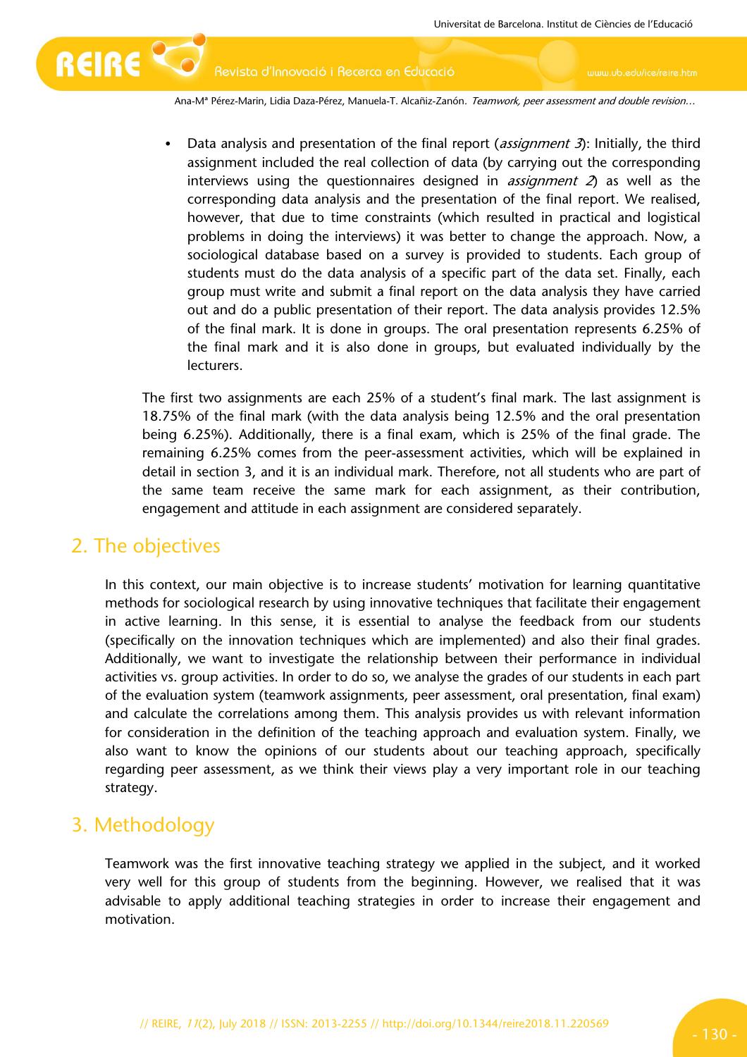- Data analysis and presentation of the final report (*assignment 3*): Initially, the third assignment included the real collection of data (by carrying out the corresponding interviews using the questionnaires designed in *assignment 2*) as well as the corresponding data analysis and the presentation of the final report. We realised, however, that due to time constraints (which resulted in practical and logistical problems in doing the interviews) it was better to change the approach. Now, a sociological database based on a survey is provided to students. Each group of students must do the data analysis of a specific part of the data set. Finally, each group must write and submit a final report on the data analysis they have carried out and do a public presentation of their report. The data analysis provides 12.5% of the final mark. It is done in groups. The oral presentation represents 6.25% of the final mark and it is also done in groups, but evaluated individually by the lecturers.

The first two assignments are each 25% of a student's final mark. The last assignment is 18.75% of the final mark (with the data analysis being 12.5% and the oral presentation being 6.25%). Additionally, there is a final exam, which is 25% of the final grade. The remaining 6.25% comes from the peer-assessment activities, which will be explained in detail in section 3, and it is an individual mark. Therefore, not all students who are part of the same team receive the same mark for each assignment, as their contribution, engagement and attitude in each assignment are considered separately.

## 2. The objectives

In this context, our main objective is to increase students' motivation for learning quantitative methods for sociological research by using innovative techniques that facilitate their engagement in active learning. In this sense, it is essential to analyse the feedback from our students (specifically on the innovation techniques which are implemented) and also their final grades. Additionally, we want to investigate the relationship between their performance in individual activities vs. group activities. In order to do so, we analyse the grades of our students in each part of the evaluation system (teamwork assignments, peer assessment, oral presentation, final exam) and calculate the correlations among them. This analysis provides us with relevant information for consideration in the definition of the teaching approach and evaluation system. Finally, we also want to know the opinions of our students about our teaching approach, specifically regarding peer assessment, as we think their views play a very important role in our teaching strategy.

## 3. Methodology

Teamwork was the first innovative teaching strategy we applied in the subject, and it worked very well for this group of students from the beginning. However, we realised that it was advisable to apply additional teaching strategies in order to increase their engagement and motivation.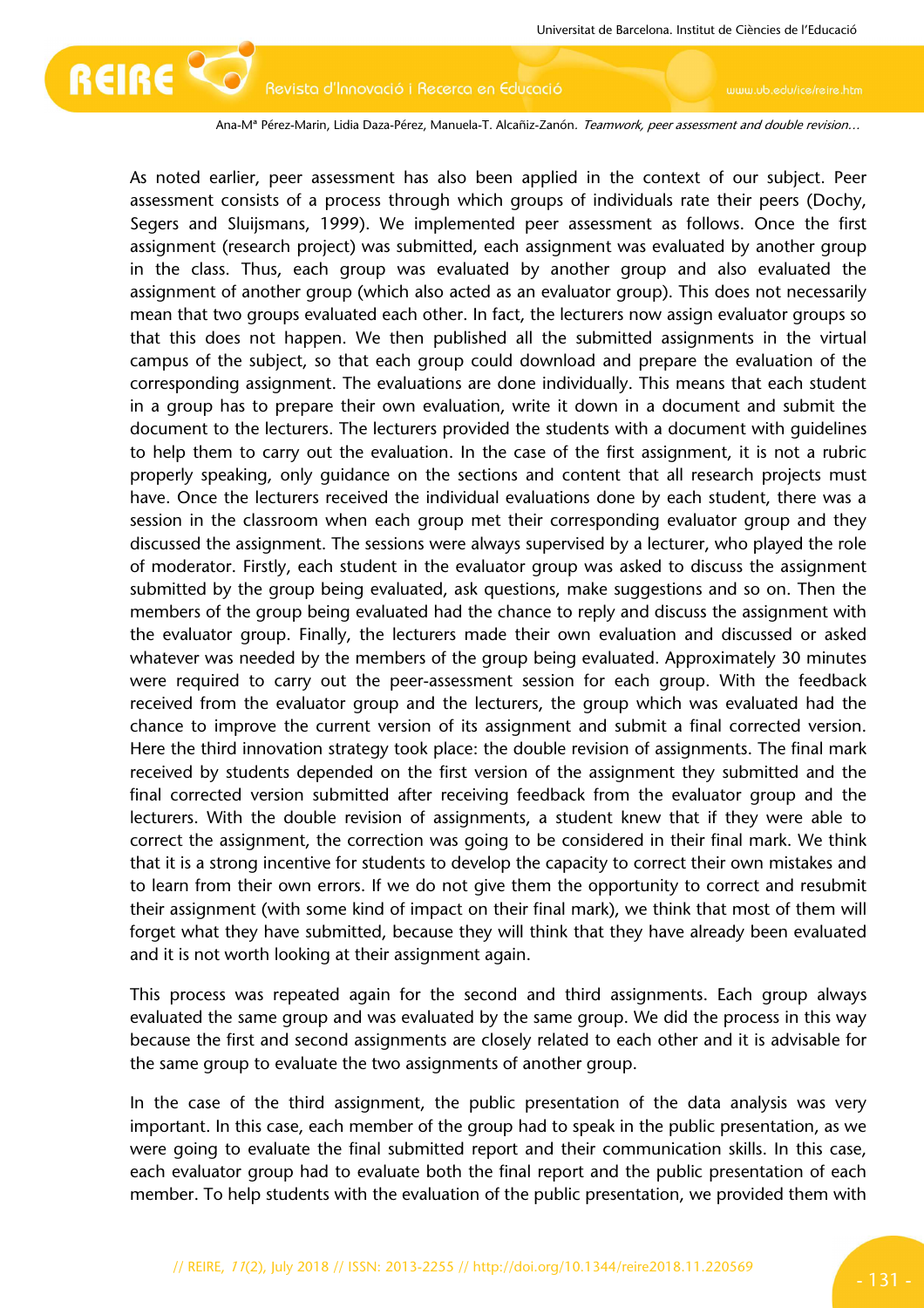As noted earlier, peer assessment has also been applied in the context of our subject. Peer assessment consists of a process through which groups of individuals rate their peers (Dochy, Segers and Sluijsmans, 1999). We implemented peer assessment as follows. Once the first assignment (research project) was submitted, each assignment was evaluated by another group in the class. Thus, each group was evaluated by another group and also evaluated the assignment of another group (which also acted as an evaluator group). This does not necessarily mean that two groups evaluated each other. In fact, the lecturers now assign evaluator groups so that this does not happen. We then published all the submitted assignments in the virtual campus of the subject, so that each group could download and prepare the evaluation of the corresponding assignment. The evaluations are done individually. This means that each student in a group has to prepare their own evaluation, write it down in a document and submit the document to the lecturers. The lecturers provided the students with a document with guidelines to help them to carry out the evaluation. In the case of the first assignment, it is not a rubric properly speaking, only guidance on the sections and content that all research projects must have. Once the lecturers received the individual evaluations done by each student, there was a session in the classroom when each group met their corresponding evaluator group and they discussed the assignment. The sessions were always supervised by a lecturer, who played the role of moderator. Firstly, each student in the evaluator group was asked to discuss the assignment submitted by the group being evaluated, ask questions, make suggestions and so on. Then the members of the group being evaluated had the chance to reply and discuss the assignment with the evaluator group. Finally, the lecturers made their own evaluation and discussed or asked whatever was needed by the members of the group being evaluated. Approximately 30 minutes were required to carry out the peer-assessment session for each group. With the feedback received from the evaluator group and the lecturers, the group which was evaluated had the chance to improve the current version of its assignment and submit a final corrected version. Here the third innovation strategy took place: the double revision of assignments. The final mark received by students depended on the first version of the assignment they submitted and the final corrected version submitted after receiving feedback from the evaluator group and the lecturers. With the double revision of assignments, a student knew that if they were able to correct the assignment, the correction was going to be considered in their final mark. We think that it is a strong incentive for students to develop the capacity to correct their own mistakes and to learn from their own errors. If we do not give them the opportunity to correct and resubmit their assignment (with some kind of impact on their final mark), we think that most of them will forget what they have submitted, because they will think that they have already been evaluated and it is not worth looking at their assignment again.

This process was repeated again for the second and third assignments. Each group always evaluated the same group and was evaluated by the same group. We did the process in this way because the first and second assignments are closely related to each other and it is advisable for the same group to evaluate the two assignments of another group.

In the case of the third assignment, the public presentation of the data analysis was very important. In this case, each member of the group had to speak in the public presentation, as we were going to evaluate the final submitted report and their communication skills. In this case, each evaluator group had to evaluate both the final report and the public presentation of each member. To help students with the evaluation of the public presentation, we provided them with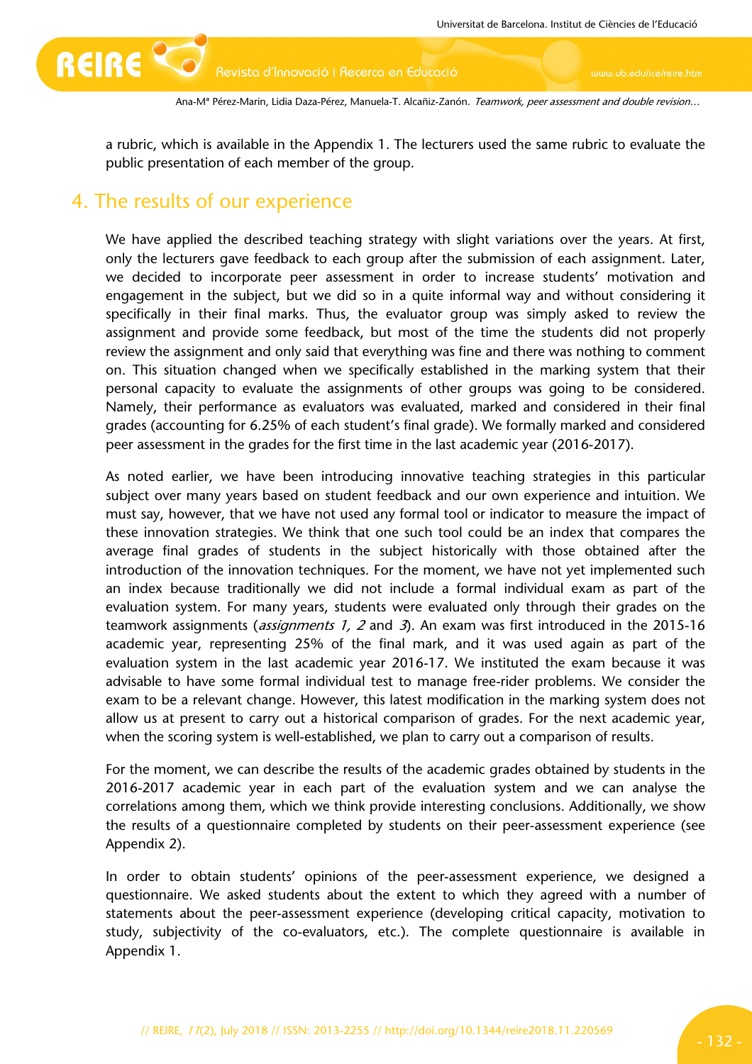a rubric, which is available in the Appendix 1. The lecturers used the same rubric to evaluate the public presentation of each member of the group.

## 4. The results of our experience

We have applied the described teaching strategy with slight variations over the years. At first, only the lecturers gave feedback to each group after the submission of each assignment. Later, we decided to incorporate peer assessment in order to increase students' motivation and engagement in the subject, but we did so in a quite informal way and without considering it specifically in their final marks. Thus, the evaluator group was simply asked to review the assignment and provide some feedback, but most of the time the students did not properly review the assignment and only said that everything was fine and there was nothing to comment on. This situation changed when we specifically established in the marking system that their personal capacity to evaluate the assignments of other groups was going to be considered. Namely, their performance as evaluators was evaluated, marked and considered in their final grades (accounting for 6.25% of each student's final grade). We formally marked and considered peer assessment in the grades for the first time in the last academic year (2016-2017).

As noted earlier, we have been introducing innovative teaching strategies in this particular subject over many years based on student feedback and our own experience and intuition. We must say, however, that we have not used any formal tool or indicator to measure the impact of these innovation strategies. We think that one such tool could be an index that compares the average final grades of students in the subject historically with those obtained after the introduction of the innovation techniques. For the moment, we have not yet implemented such an index because traditionally we did not include a formal individual exam as part of the evaluation system. For many years, students were evaluated only through their grades on the teamwork assignments (*assignments 1, 2* and *3*). An exam was first introduced in the 2015-16 academic year, representing 25% of the final mark, and it was used again as part of the evaluation system in the last academic year 2016-17. We instituted the exam because it was advisable to have some formal individual test to manage free-rider problems. We consider the exam to be a relevant change. However, this latest modification in the marking system does not allow us at present to carry out a historical comparison of grades. For the next academic year, when the scoring system is well-established, we plan to carry out a comparison of results.

For the moment, we can describe the results of the academic grades obtained by students in the 2016-2017 academic year in each part of the evaluation system and we can analyse the correlations among them, which we think provide interesting conclusions. Additionally, we show the results of a questionnaire completed by students on their peer-assessment experience (see Appendix 2).

In order to obtain students' opinions of the peer-assessment experience, we designed a questionnaire. We asked students about the extent to which they agreed with a number of statements about the peer-assessment experience (developing critical capacity, motivation to study, subjectivity of the co-evaluators, etc.). The complete questionnaire is available in Appendix 1.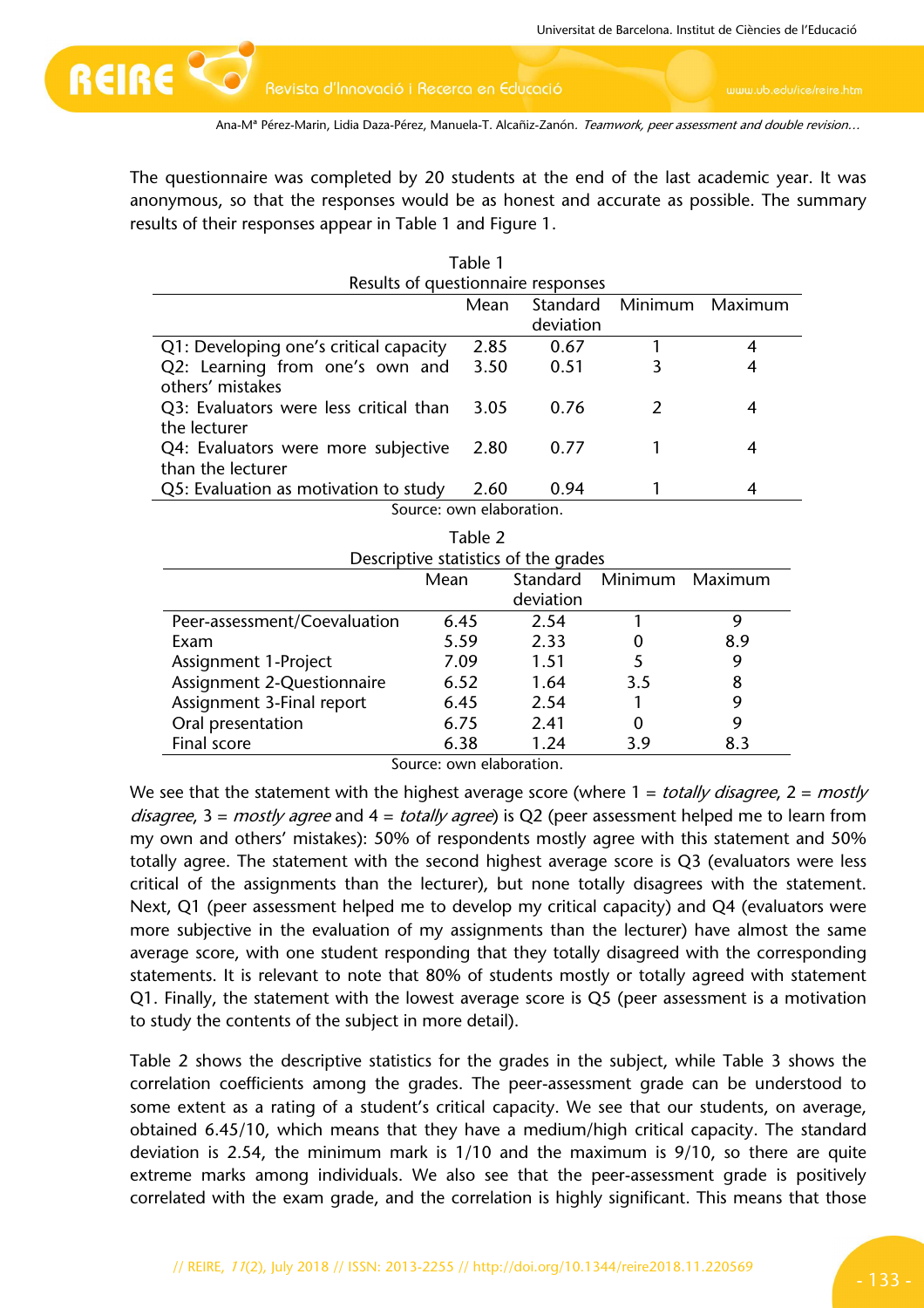The questionnaire was completed by 20 students at the end of the last academic year. It was anonymous, so that the responses would be as honest and accurate as possible. The summary results of their responses appear in Table 1 and Figure 1.

Table 1
Results of questionnaire responses

| | Mean | Standard deviation | Minimum | Maximum |
|---|---|---|---|---|
| Q1: Developing one's critical capacity | 2.85 | 0.67 | 1 | 4 |
| Q2: Learning from one's own and others' mistakes | 3.50 | 0.51 | 3 | 4 |
| Q3: Evaluators were less critical than the lecturer | 3.05 | 0.76 | 2 | 4 |
| Q4: Evaluators were more subjective than the lecturer | 2.80 | 0.77 | 1 | 4 |
| Q5: Evaluation as motivation to study | 2.60 | 0.94 | 1 | 4 |

Source: own elaboration.

Table 2
Descriptive statistics of the grades

| | Mean | Standard deviation | Minimum | Maximum |
|---|---|---|---|---|
| Peer-assessment/Coevaluation | 6.45 | 2.54 | 1 | 9 |
| Exam | 5.59 | 2.33 | 0 | 8.9 |
| Assignment 1-Project | 7.09 | 1.51 | 5 | 9 |
| Assignment 2-Questionnaire | 6.52 | 1.64 | 3.5 | 8 |
| Assignment 3-Final report | 6.45 | 2.54 | 1 | 9 |
| Oral presentation | 6.75 | 2.41 | 0 | 9 |
| Final score | 6.38 | 1.24 | 3.9 | 8.3 |

Source: own elaboration.

We see that the statement with the highest average score (where 1 = *totally disagree*, 2 = *mostly disagree*, 3 = *mostly agree* and 4 = *totally agree*) is Q2 (peer assessment helped me to learn from my own and others' mistakes): 50% of respondents mostly agree with this statement and 50% totally agree. The statement with the second highest average score is Q3 (evaluators were less critical of the assignments than the lecturer), but none totally disagrees with the statement. Next, Q1 (peer assessment helped me to develop my critical capacity) and Q4 (evaluators were more subjective in the evaluation of my assignments than the lecturer) have almost the same average score, with one student responding that they totally disagreed with the corresponding statements. It is relevant to note that 80% of students mostly or totally agreed with statement Q1. Finally, the statement with the lowest average score is Q5 (peer assessment is a motivation to study the contents of the subject in more detail).

Table 2 shows the descriptive statistics for the grades in the subject, while Table 3 shows the correlation coefficients among the grades. The peer-assessment grade can be understood to some extent as a rating of a student's critical capacity. We see that our students, on average, obtained 6.45/10, which means that they have a medium/high critical capacity. The standard deviation is 2.54, the minimum mark is 1/10 and the maximum is 9/10, so there are quite extreme marks among individuals. We also see that the peer-assessment grade is positively correlated with the exam grade, and the correlation is highly significant. This means that those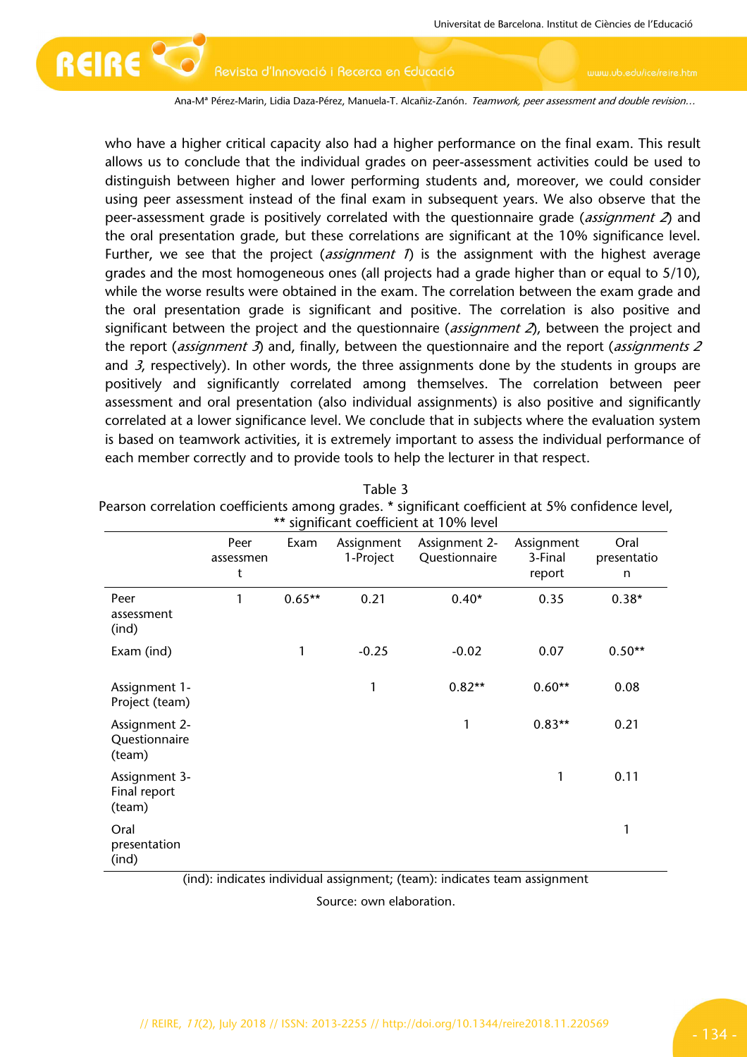who have a higher critical capacity also had a higher performance on the final exam. This result allows us to conclude that the individual grades on peer-assessment activities could be used to distinguish between higher and lower performing students and, moreover, we could consider using peer assessment instead of the final exam in subsequent years. We also observe that the peer-assessment grade is positively correlated with the questionnaire grade (*assignment 2*) and the oral presentation grade, but these correlations are significant at the 10% significance level. Further, we see that the project (*assignment 1*) is the assignment with the highest average grades and the most homogeneous ones (all projects had a grade higher than or equal to 5/10), while the worse results were obtained in the exam. The correlation between the exam grade and the oral presentation grade is significant and positive. The correlation is also positive and significant between the project and the questionnaire (*assignment 2*), between the project and the report (*assignment 3*) and, finally, between the questionnaire and the report (*assignments 2* and *3*, respectively). In other words, the three assignments done by the students in groups are positively and significantly correlated among themselves. The correlation between peer assessment and oral presentation (also individual assignments) is also positive and significantly correlated at a lower significance level. We conclude that in subjects where the evaluation system is based on teamwork activities, it is extremely important to assess the individual performance of each member correctly and to provide tools to help the lecturer in that respect.

Table 3
Pearson correlation coefficients among grades. * significant coefficient at 5% confidence level, ** significant coefficient at 10% level

| | Peer assessment | Exam | Assignment 1-Project | Assignment 2-Questionnaire | Assignment 3-Final report | Oral presentation |
|---|---|---|---|---|---|---|
| Peer assessment (ind) | 1 | 0.65** | 0.21 | 0.40* | 0.35 | 0.38* |
| Exam (ind) | | 1 | -0.25 | -0.02 | 0.07 | 0.50** |
| Assignment 1-Project (team) | | | 1 | 0.82** | 0.60** | 0.08 |
| Assignment 2-Questionnaire (team) | | | | 1 | 0.83** | 0.21 |
| Assignment 3-Final report (team) | | | | | 1 | 0.11 |
| Oral presentation (ind) | | | | | | 1 |

(ind): indicates individual assignment; (team): indicates team assignment

Source: own elaboration.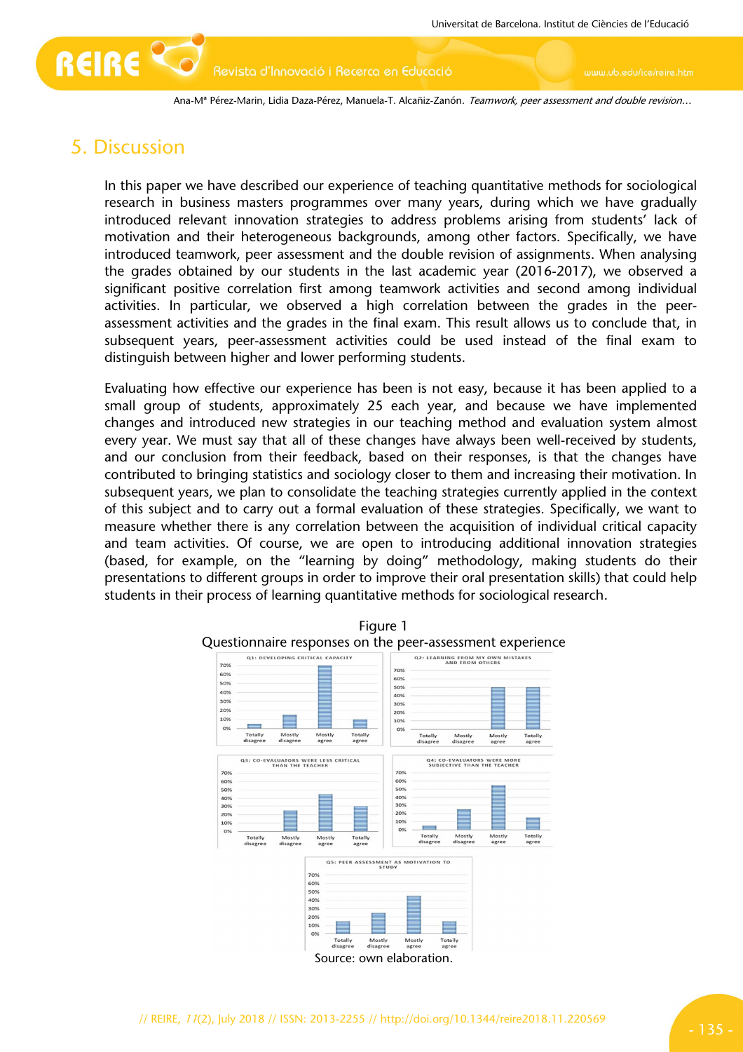## 5. Discussion

In this paper we have described our experience of teaching quantitative methods for sociological research in business masters programmes over many years, during which we have gradually introduced relevant innovation strategies to address problems arising from students' lack of motivation and their heterogeneous backgrounds, among other factors. Specifically, we have introduced teamwork, peer assessment and the double revision of assignments. When analysing the grades obtained by our students in the last academic year (2016-2017), we observed a significant positive correlation first among teamwork activities and second among individual activities. In particular, we observed a high correlation between the grades in the peer-assessment activities and the grades in the final exam. This result allows us to conclude that, in subsequent years, peer-assessment activities could be used instead of the final exam to distinguish between higher and lower performing students.

Evaluating how effective our experience has been is not easy, because it has been applied to a small group of students, approximately 25 each year, and because we have implemented changes and introduced new strategies in our teaching method and evaluation system almost every year. We must say that all of these changes have always been well-received by students, and our conclusion from their feedback, based on their responses, is that the changes have contributed to bringing statistics and sociology closer to them and increasing their motivation. In subsequent years, we plan to consolidate the teaching strategies currently applied in the context of this subject and to carry out a formal evaluation of these strategies. Specifically, we want to measure whether there is any correlation between the acquisition of individual critical capacity and team activities. Of course, we are open to introducing additional innovation strategies (based, for example, on the "learning by doing" methodology, making students do their presentations to different groups in order to improve their oral presentation skills) that could help students in their process of learning quantitative methods for sociological research.

Figure 1
Questionnaire responses on the peer-assessment experience

Source: own elaboration.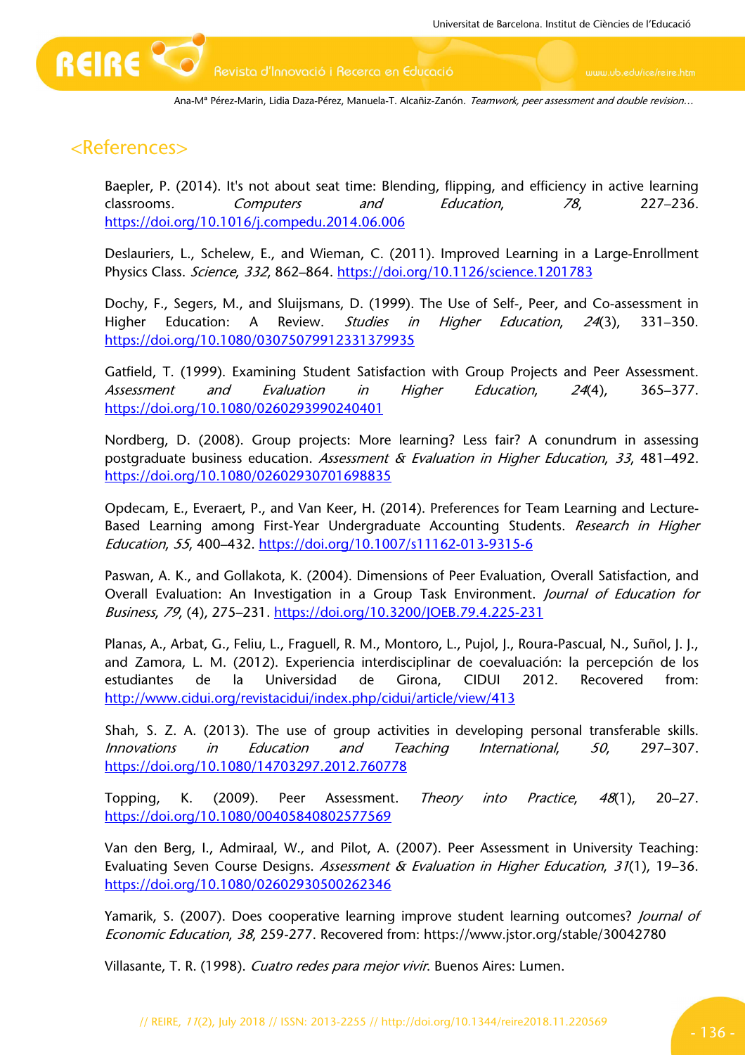## <References>

Baepler, P. (2014). It's not about seat time: Blending, flipping, and efficiency in active learning classrooms. *Computers and Education*, *78*, 227–236. https://doi.org/10.1016/j.compedu.2014.06.006

Deslauriers, L., Schelew, E., and Wieman, C. (2011). Improved Learning in a Large-Enrollment Physics Class. *Science*, *332*, 862–864. https://doi.org/10.1126/science.1201783

Dochy, F., Segers, M., and Sluijsmans, D. (1999). The Use of Self-, Peer, and Co-assessment in Higher Education: A Review. *Studies in Higher Education*, *24*(3), 331–350. https://doi.org/10.1080/03075079912331379935

Gatfield, T. (1999). Examining Student Satisfaction with Group Projects and Peer Assessment. *Assessment and Evaluation in Higher Education*, *24*(4), 365–377. https://doi.org/10.1080/0260293990240401

Nordberg, D. (2008). Group projects: More learning? Less fair? A conundrum in assessing postgraduate business education. *Assessment & Evaluation in Higher Education*, *33*, 481–492. https://doi.org/10.1080/02602930701698835

Opdecam, E., Everaert, P., and Van Keer, H. (2014). Preferences for Team Learning and Lecture-Based Learning among First-Year Undergraduate Accounting Students. *Research in Higher Education*, *55*, 400–432. https://doi.org/10.1007/s11162-013-9315-6

Paswan, A. K., and Gollakota, K. (2004). Dimensions of Peer Evaluation, Overall Satisfaction, and Overall Evaluation: An Investigation in a Group Task Environment. *Journal of Education for Business*, *79*, (4), 275–231. https://doi.org/10.3200/JOEB.79.4.225-231

Planas, A., Arbat, G., Feliu, L., Fraguell, R. M., Montoro, L., Pujol, J., Roura-Pascual, N., Suñol, J. J., and Zamora, L. M. (2012). Experiencia interdisciplinar de coevaluación: la percepción de los estudiantes de la Universidad de Girona, CIDUI 2012. Recovered from: http://www.cidui.org/revistacidui/index.php/cidui/article/view/413

Shah, S. Z. A. (2013). The use of group activities in developing personal transferable skills. *Innovations in Education and Teaching International*, *50*, 297–307. https://doi.org/10.1080/14703297.2012.760778

Topping, K. (2009). Peer Assessment. *Theory into Practice*, *48*(1), 20–27. https://doi.org/10.1080/00405840802577569

Van den Berg, I., Admiraal, W., and Pilot, A. (2007). Peer Assessment in University Teaching: Evaluating Seven Course Designs. *Assessment & Evaluation in Higher Education*, *31*(1), 19–36. https://doi.org/10.1080/02602930500262346

Yamarik, S. (2007). Does cooperative learning improve student learning outcomes? *Journal of Economic Education*, *38*, 259-277. Recovered from: https://www.jstor.org/stable/30042780

Villasante, T. R. (1998). *Cuatro redes para mejor vivir*. Buenos Aires: Lumen.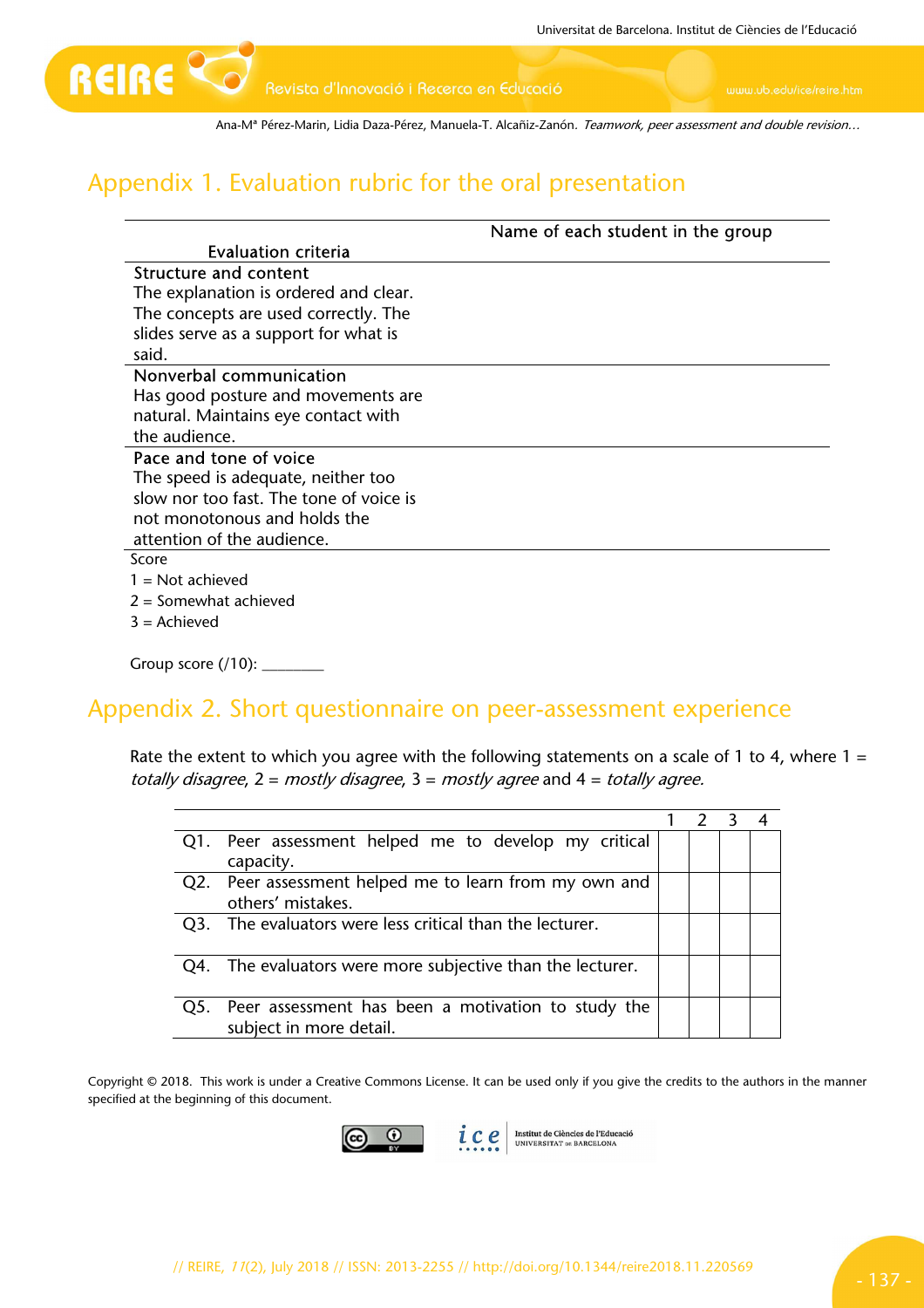## Appendix 1. Evaluation rubric for the oral presentation

| Evaluation criteria | Name of each student in the group |
|---|---|
| Structure and content<br>The explanation is ordered and clear. The concepts are used correctly. The slides serve as a support for what is said. | |
| Nonverbal communication<br>Has good posture and movements are natural. Maintains eye contact with the audience. | |
| Pace and tone of voice<br>The speed is adequate, neither too slow nor too fast. The tone of voice is not monotonous and holds the attention of the audience. | |

Score
1 = Not achieved
2 = Somewhat achieved
3 = Achieved

Group score (/10): ________

## Appendix 2. Short questionnaire on peer-assessment experience

Rate the extent to which you agree with the following statements on a scale of 1 to 4, where 1 = *totally disagree*, 2 = *mostly disagree*, 3 = *mostly agree* and 4 = *totally agree.*

| | 1 | 2 | 3 | 4 |
|---|---|---|---|---|
| Q1. Peer assessment helped me to develop my critical capacity. | | | | |
| Q2. Peer assessment helped me to learn from my own and others' mistakes. | | | | |
| Q3. The evaluators were less critical than the lecturer. | | | | |
| Q4. The evaluators were more subjective than the lecturer. | | | | |
| Q5. Peer assessment has been a motivation to study the subject in more detail. | | | | |

Copyright © 2018. This work is under a Creative Commons License. It can be used only if you give the credits to the authors in the manner specified at the beginning of this document.